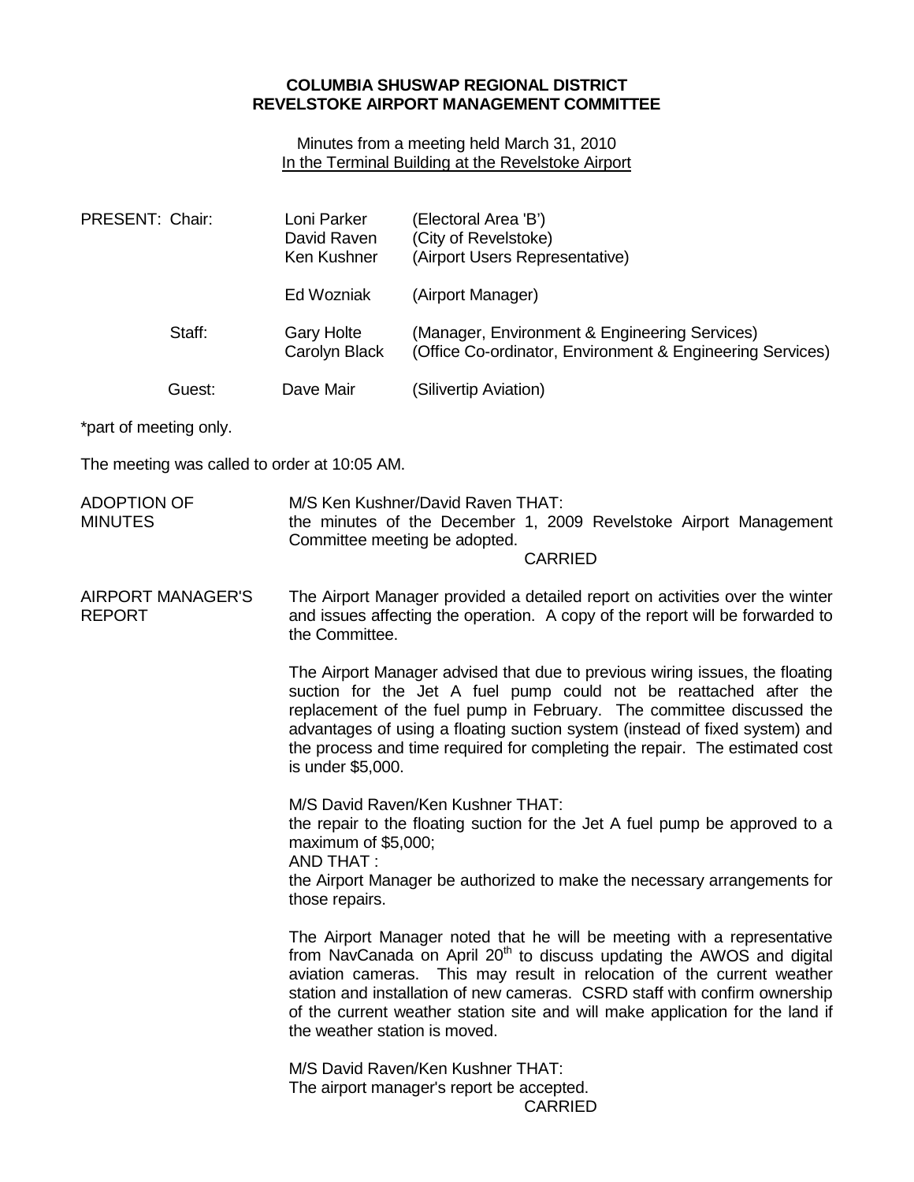**COLUMBIA SHUSWAP REGIONAL DISTRICT**
**REVELSTOKE AIRPORT MANAGEMENT COMMITTEE**

Minutes from a meeting held March 31, 2010
In the Terminal Building at the Revelstoke Airport

| PRESENT: Chair: | Loni Parker | (Electoral Area 'B') |
|---|---|---|
| | David Raven | (City of Revelstoke) |
| | Ken Kushner | (Airport Users Representative) |
| | Ed Wozniak | (Airport Manager) |
| Staff: | Gary Holte | (Manager, Environment & Engineering Services) |
| | Carolyn Black | (Office Co-ordinator, Environment & Engineering Services) |
| Guest: | Dave Mair | (Silivertip Aviation) |

*part of meeting only.

The meeting was called to order at 10:05 AM.

**ADOPTION OF MINUTES**

M/S Ken Kushner/David Raven THAT:
the minutes of the December 1, 2009 Revelstoke Airport Management Committee meeting be adopted.

CARRIED

**AIRPORT MANAGER'S REPORT**

The Airport Manager provided a detailed report on activities over the winter and issues affecting the operation. A copy of the report will be forwarded to the Committee.

The Airport Manager advised that due to previous wiring issues, the floating suction for the Jet A fuel pump could not be reattached after the replacement of the fuel pump in February. The committee discussed the advantages of using a floating suction system (instead of fixed system) and the process and time required for completing the repair. The estimated cost is under $5,000.

M/S David Raven/Ken Kushner THAT:
the repair to the floating suction for the Jet A fuel pump be approved to a maximum of $5,000;
AND THAT :
the Airport Manager be authorized to make the necessary arrangements for those repairs.

The Airport Manager noted that he will be meeting with a representative from NavCanada on April 20th to discuss updating the AWOS and digital aviation cameras. This may result in relocation of the current weather station and installation of new cameras. CSRD staff with confirm ownership of the current weather station site and will make application for the land if the weather station is moved.

M/S David Raven/Ken Kushner THAT:
The airport manager's report be accepted.

CARRIED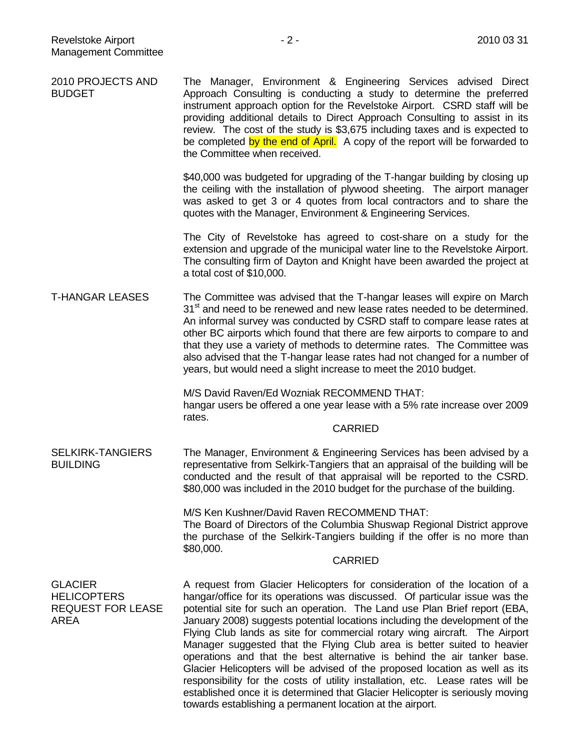## 2010 PROJECTS AND BUDGET

The Manager, Environment & Engineering Services advised Direct Approach Consulting is conducting a study to determine the preferred instrument approach option for the Revelstoke Airport. CSRD staff will be providing additional details to Direct Approach Consulting to assist in its review. The cost of the study is $3,675 including taxes and is expected to be completed by the end of April. A copy of the report will be forwarded to the Committee when received.

$40,000 was budgeted for upgrading of the T-hangar building by closing up the ceiling with the installation of plywood sheeting. The airport manager was asked to get 3 or 4 quotes from local contractors and to share the quotes with the Manager, Environment & Engineering Services.

The City of Revelstoke has agreed to cost-share on a study for the extension and upgrade of the municipal water line to the Revelstoke Airport. The consulting firm of Dayton and Knight have been awarded the project at a total cost of $10,000.

## T-HANGAR LEASES

The Committee was advised that the T-hangar leases will expire on March 31st and need to be renewed and new lease rates needed to be determined. An informal survey was conducted by CSRD staff to compare lease rates at other BC airports which found that there are few airports to compare to and that they use a variety of methods to determine rates. The Committee was also advised that the T-hangar lease rates had not changed for a number of years, but would need a slight increase to meet the 2010 budget.

M/S David Raven/Ed Wozniak RECOMMEND THAT:
hangar users be offered a one year lease with a 5% rate increase over 2009 rates.

CARRIED

## SELKIRK-TANGIERS BUILDING

The Manager, Environment & Engineering Services has been advised by a representative from Selkirk-Tangiers that an appraisal of the building will be conducted and the result of that appraisal will be reported to the CSRD. $80,000 was included in the 2010 budget for the purchase of the building.

M/S Ken Kushner/David Raven RECOMMEND THAT:
The Board of Directors of the Columbia Shuswap Regional District approve the purchase of the Selkirk-Tangiers building if the offer is no more than $80,000.

CARRIED

## GLACIER HELICOPTERS REQUEST FOR LEASE AREA

A request from Glacier Helicopters for consideration of the location of a hangar/office for its operations was discussed. Of particular issue was the potential site for such an operation. The Land use Plan Brief report (EBA, January 2008) suggests potential locations including the development of the Flying Club lands as site for commercial rotary wing aircraft. The Airport Manager suggested that the Flying Club area is better suited to heavier operations and that the best alternative is behind the air tanker base. Glacier Helicopters will be advised of the proposed location as well as its responsibility for the costs of utility installation, etc. Lease rates will be established once it is determined that Glacier Helicopter is seriously moving towards establishing a permanent location at the airport.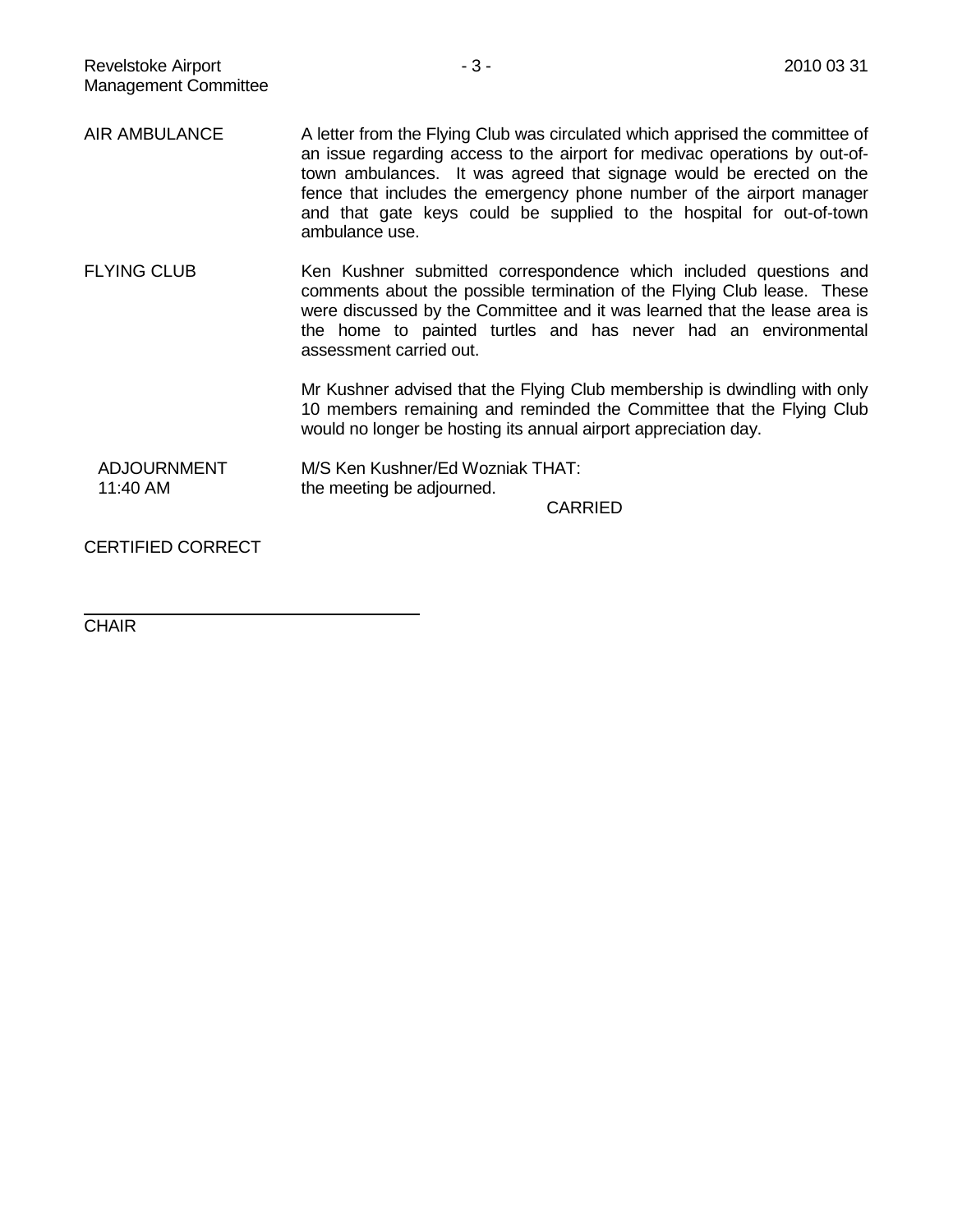**AIR AMBULANCE**

A letter from the Flying Club was circulated which apprised the committee of an issue regarding access to the airport for medivac operations by out-of-town ambulances. It was agreed that signage would be erected on the fence that includes the emergency phone number of the airport manager and that gate keys could be supplied to the hospital for out-of-town ambulance use.

**FLYING CLUB**

Ken Kushner submitted correspondence which included questions and comments about the possible termination of the Flying Club lease. These were discussed by the Committee and it was learned that the lease area is the home to painted turtles and has never had an environmental assessment carried out.

Mr Kushner advised that the Flying Club membership is dwindling with only 10 members remaining and reminded the Committee that the Flying Club would no longer be hosting its annual airport appreciation day.

**ADJOURNMENT**
**11:40 AM**

M/S Ken Kushner/Ed Wozniak THAT:
the meeting be adjourned.

CARRIED

CERTIFIED CORRECT

\_\_\_\_\_\_\_\_\_\_\_\_\_\_\_\_\_\_\_\_\_\_\_\_\_\_\_\_\_\_
CHAIR